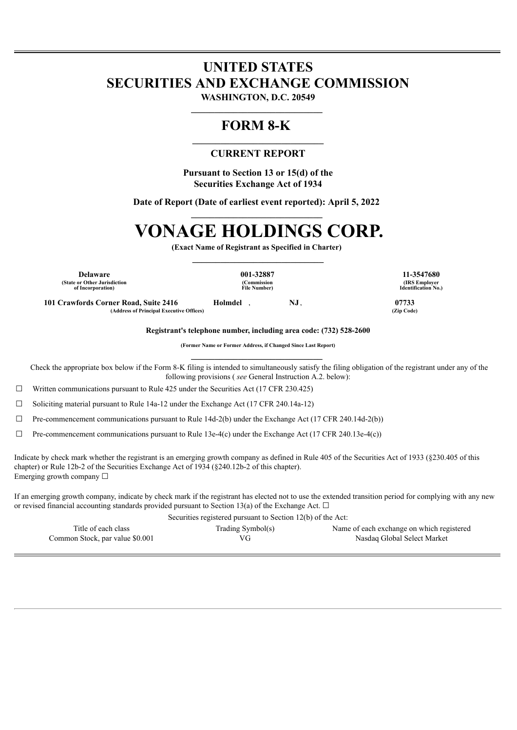# UNITED STATES
# SECURITIES AND EXCHANGE COMMISSION

**WASHINGTON, D.C. 20549**

---

# FORM 8-K

---

## CURRENT REPORT

**Pursuant to Section 13 or 15(d) of the Securities Exchange Act of 1934**

**Date of Report (Date of earliest event reported): April 5, 2022**

---

# VONAGE HOLDINGS CORP.

**(Exact Name of Registrant as Specified in Charter)**

---

| Delaware | 001-32887 | 11-3547680 |
|---|---|---|
| (State or Other Jurisdiction of Incorporation) | (Commission File Number) | (IRS Employer Identification No.) |

| 101 Crawfords Corner Road, Suite 2416 | Holmdel, | NJ, | 07733 |
|---|---|---|---|
| (Address of Principal Executive Offices) | | | (Zip Code) |

**Registrant's telephone number, including area code: (732) 528-2600**

**(Former Name or Former Address, if Changed Since Last Report)**

---

Check the appropriate box below if the Form 8-K filing is intended to simultaneously satisfy the filing obligation of the registrant under any of the following provisions ( *see* General Instruction A.2. below):

☐ Written communications pursuant to Rule 425 under the Securities Act (17 CFR 230.425)

☐ Soliciting material pursuant to Rule 14a-12 under the Exchange Act (17 CFR 240.14a-12)

☐ Pre-commencement communications pursuant to Rule 14d-2(b) under the Exchange Act (17 CFR 240.14d-2(b))

☐ Pre-commencement communications pursuant to Rule 13e-4(c) under the Exchange Act (17 CFR 240.13e-4(c))

Indicate by check mark whether the registrant is an emerging growth company as defined in Rule 405 of the Securities Act of 1933 (§230.405 of this chapter) or Rule 12b-2 of the Securities Exchange Act of 1934 (§240.12b-2 of this chapter).
Emerging growth company ☐

If an emerging growth company, indicate by check mark if the registrant has elected not to use the extended transition period for complying with any new or revised financial accounting standards provided pursuant to Section 13(a) of the Exchange Act. ☐

Securities registered pursuant to Section 12(b) of the Act:

| Title of each class | Trading Symbol(s) | Name of each exchange on which registered |
|---|---|---|
| Common Stock, par value $0.001 | VG | Nasdaq Global Select Market |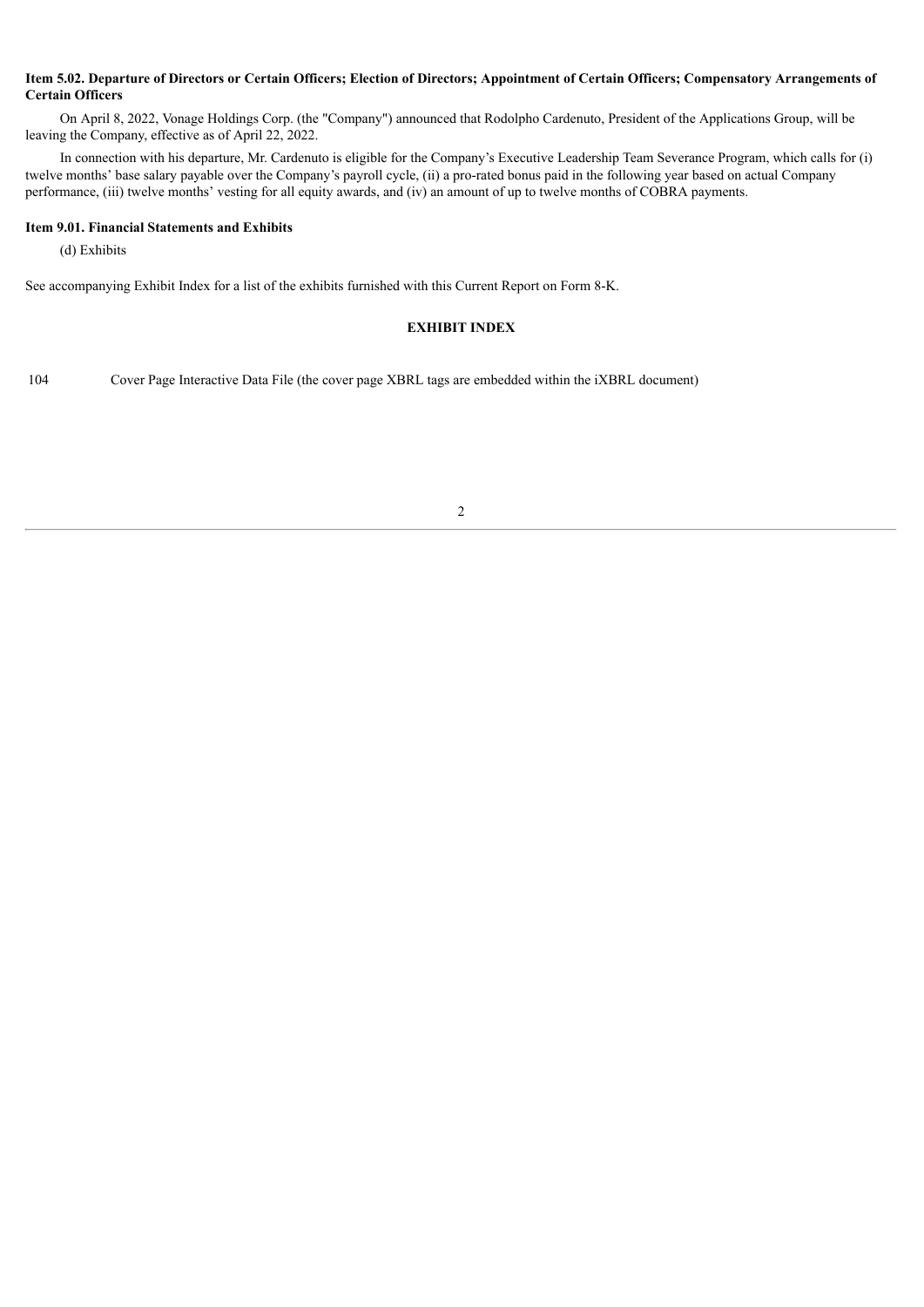**Item 5.02. Departure of Directors or Certain Officers; Election of Directors; Appointment of Certain Officers; Compensatory Arrangements of Certain Officers**

On April 8, 2022, Vonage Holdings Corp. (the "Company") announced that Rodolpho Cardenuto, President of the Applications Group, will be leaving the Company, effective as of April 22, 2022.

In connection with his departure, Mr. Cardenuto is eligible for the Company's Executive Leadership Team Severance Program, which calls for (i) twelve months' base salary payable over the Company's payroll cycle, (ii) a pro-rated bonus paid in the following year based on actual Company performance, (iii) twelve months' vesting for all equity awards, and (iv) an amount of up to twelve months of COBRA payments.

**Item 9.01. Financial Statements and Exhibits**

(d) Exhibits

See accompanying Exhibit Index for a list of the exhibits furnished with this Current Report on Form 8-K.

**EXHIBIT INDEX**

| | |
|---|---|
| 104 | Cover Page Interactive Data File (the cover page XBRL tags are embedded within the iXBRL document) |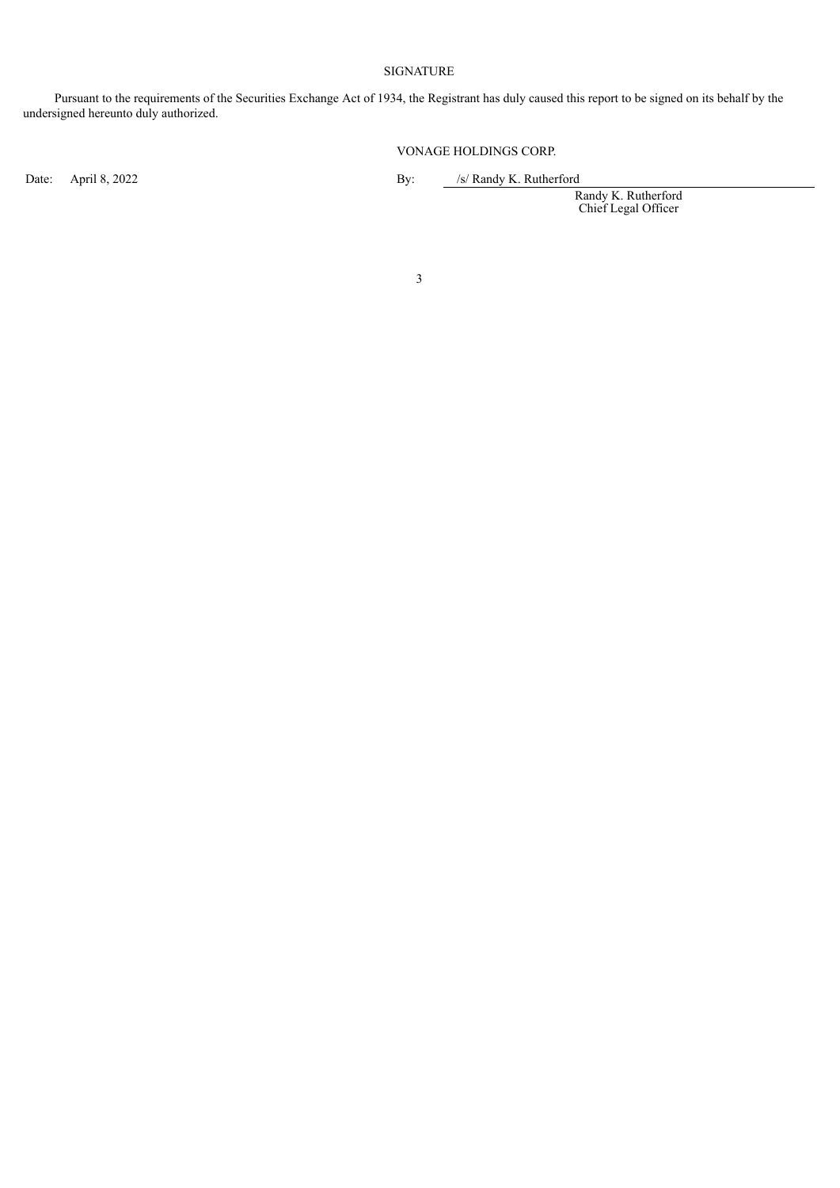SIGNATURE

Pursuant to the requirements of the Securities Exchange Act of 1934, the Registrant has duly caused this report to be signed on its behalf by the undersigned hereunto duly authorized.

| | | |
|---|---|---|
| | | VONAGE HOLDINGS CORP. |
| Date: April 8, 2022 | By: | /s/ Randy K. Rutherford |
| | | Randy K. Rutherford<br>Chief Legal Officer |